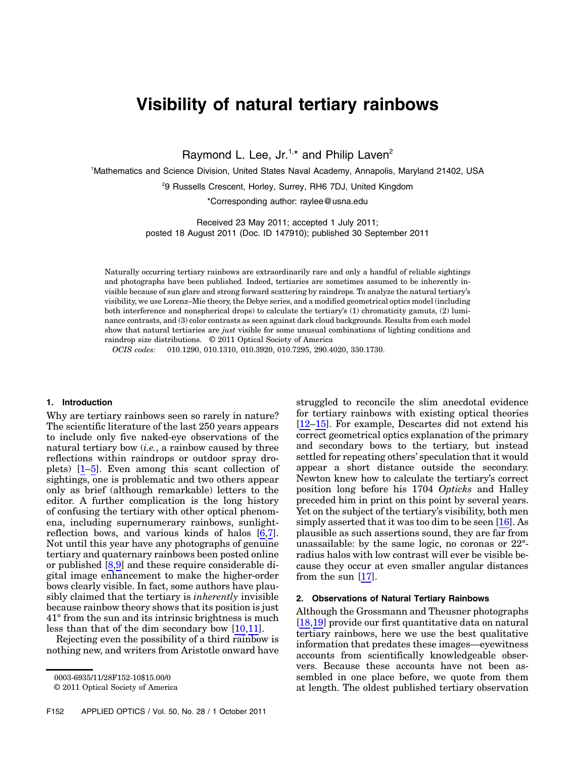# Visibility of natural tertiary rainbows

Raymond L. Lee, Jr.[1,*] and Philip Laven[2]

[1]Mathematics and Science Division, United States Naval Academy, Annapolis, Maryland 21402, USA

[2]9 Russells Crescent, Horley, Surrey, RH6 7DJ, United Kingdom

*Corresponding author: raylee@usna.edu

Received 23 May 2011; accepted 1 July 2011;
posted 18 August 2011 (Doc. ID 147910); published 30 September 2011

Naturally occurring tertiary rainbows are extraordinarily rare and only a handful of reliable sightings and photographs have been published. Indeed, tertiaries are sometimes assumed to be inherently invisible because of sun glare and strong forward scattering by raindrops. To analyze the natural tertiary's visibility, we use Lorenz–Mie theory, the Debye series, and a modified geometrical optics model (including both interference and nonspherical drops) to calculate the tertiary's (1) chromaticity gamuts, (2) luminance contrasts, and (3) color contrasts as seen against dark cloud backgrounds. Results from each model show that natural tertiaries are *just* visible for some unusual combinations of lighting conditions and raindrop size distributions. © 2011 Optical Society of America

*OCIS codes:* 010.1290, 010.1310, 010.3920, 010.7295, 290.4020, 330.1730.

## 1. Introduction

Why are tertiary rainbows seen so rarely in nature? The scientific literature of the last 250 years appears to include only five naked-eye observations of the natural tertiary bow (*i.e.*, a rainbow caused by three reflections within raindrops or outdoor spray droplets) [1–5]. Even among this scant collection of sightings, one is problematic and two others appear only as brief (although remarkable) letters to the editor. A further complication is the long history of confusing the tertiary with other optical phenomena, including supernumerary rainbows, sunlight-reflection bows, and various kinds of halos [6,7]. Not until this year have any photographs of genuine tertiary and quaternary rainbows been posted online or published [8,9] and these require considerable digital image enhancement to make the higher-order bows clearly visible. In fact, some authors have plausibly claimed that the tertiary is *inherently* invisible because rainbow theory shows that its position is just 41° from the sun and its intrinsic brightness is much less than that of the dim secondary bow [10,11].

Rejecting even the possibility of a third rainbow is nothing new, and writers from Aristotle onward have struggled to reconcile the slim anecdotal evidence for tertiary rainbows with existing optical theories [12–15]. For example, Descartes did not extend his correct geometrical optics explanation of the primary and secondary bows to the tertiary, but instead settled for repeating others' speculation that it would appear a short distance outside the secondary. Newton knew how to calculate the tertiary's correct position long before his 1704 *Opticks* and Halley preceded him in print on this point by several years. Yet on the subject of the tertiary's visibility, both men simply asserted that it was too dim to be seen [16]. As plausible as such assertions sound, they are far from unassailable: by the same logic, no coronas or 22°-radius halos with low contrast will ever be visible because they occur at even smaller angular distances from the sun [17].

## 2. Observations of Natural Tertiary Rainbows

Although the Grossmann and Theusner photographs [18,19] provide our first quantitative data on natural tertiary rainbows, here we use the best qualitative information that predates these images—eyewitness accounts from scientifically knowledgeable observers. Because these accounts have not been assembled in one place before, we quote from them at length. The oldest published tertiary observation

0003-6935/11/28F152-10$15.00/0
© 2011 Optical Society of America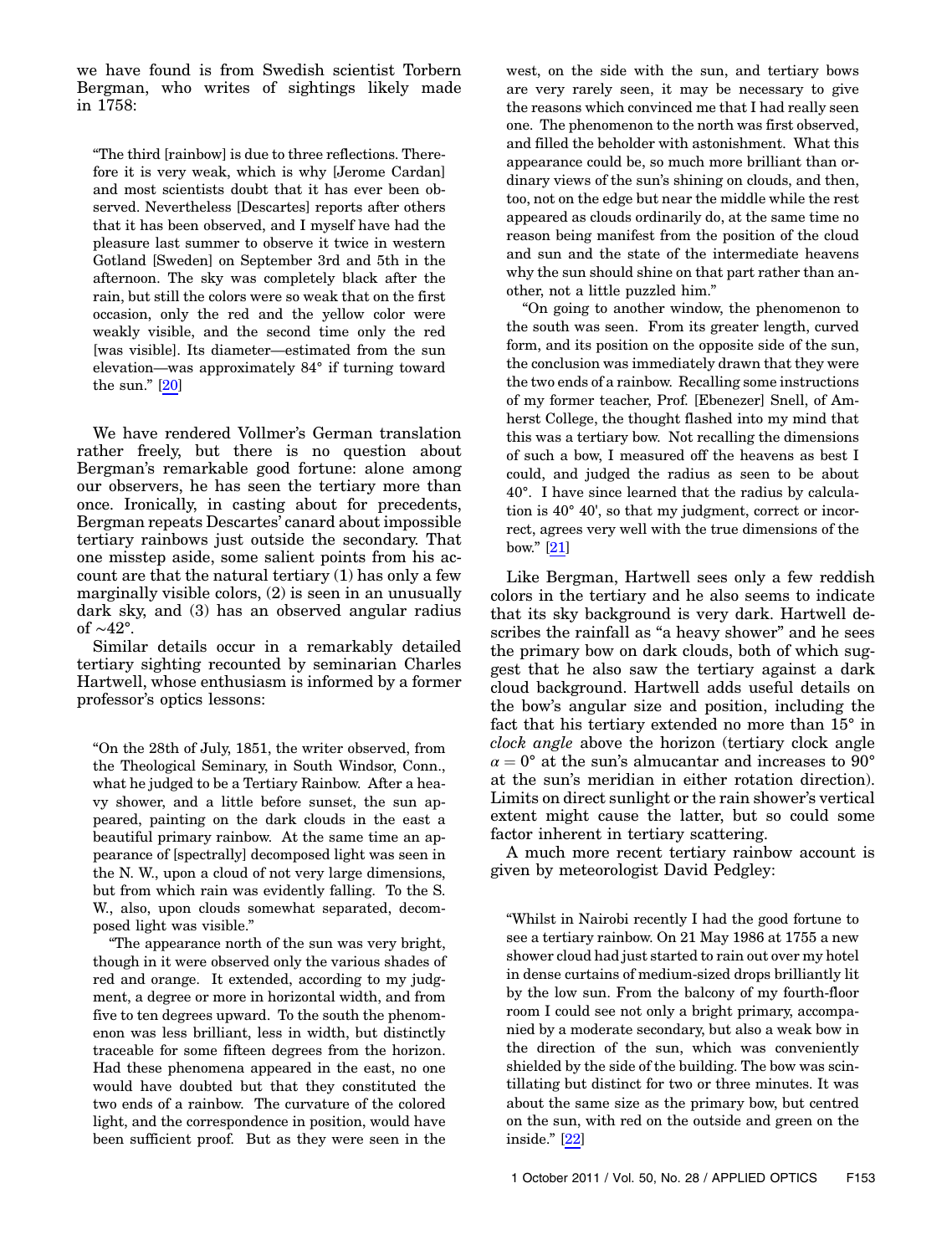we have found is from Swedish scientist Torbern Bergman, who writes of sightings likely made in 1758:

> "The third [rainbow] is due to three reflections. Therefore it is very weak, which is why [Jerome Cardan] and most scientists doubt that it has ever been observed. Nevertheless [Descartes] reports after others that it has been observed, and I myself have had the pleasure last summer to observe it twice in western Gotland [Sweden] on September 3rd and 5th in the afternoon. The sky was completely black after the rain, but still the colors were so weak that on the first occasion, only the red and the yellow color were weakly visible, and the second time only the red [was visible]. Its diameter—estimated from the sun elevation—was approximately 84° if turning toward the sun." [20]

We have rendered Vollmer's German translation rather freely, but there is no question about Bergman's remarkable good fortune: alone among our observers, he has seen the tertiary more than once. Ironically, in casting about for precedents, Bergman repeats Descartes' canard about impossible tertiary rainbows just outside the secondary. That one misstep aside, some salient points from his account are that the natural tertiary (1) has only a few marginally visible colors, (2) is seen in an unusually dark sky, and (3) has an observed angular radius of ~42°.

Similar details occur in a remarkably detailed tertiary sighting recounted by seminarian Charles Hartwell, whose enthusiasm is informed by a former professor's optics lessons:

> "On the 28th of July, 1851, the writer observed, from the Theological Seminary, in South Windsor, Conn., what he judged to be a Tertiary Rainbow. After a heavy shower, and a little before sunset, the sun appeared, painting on the dark clouds in the east a beautiful primary rainbow. At the same time an appearance of [spectrally] decomposed light was seen in the N. W., upon a cloud of not very large dimensions, but from which rain was evidently falling. To the S. W., also, upon clouds somewhat separated, decomposed light was visible."
>
> "The appearance north of the sun was very bright, though in it were observed only the various shades of red and orange. It extended, according to my judgment, a degree or more in horizontal width, and from five to ten degrees upward. To the south the phenomenon was less brilliant, less in width, but distinctly traceable for some fifteen degrees from the horizon. Had these phenomena appeared in the east, no one would have doubted but that they constituted the two ends of a rainbow. The curvature of the colored light, and the correspondence in position, would have been sufficient proof. But as they were seen in the west, on the side with the sun, and tertiary bows are very rarely seen, it may be necessary to give the reasons which convinced me that I had really seen one. The phenomenon to the north was first observed, and filled the beholder with astonishment. What this appearance could be, so much more brilliant than ordinary views of the sun's shining on clouds, and then, too, not on the edge but near the middle while the rest appeared as clouds ordinarily do, at the same time no reason being manifest from the position of the cloud and sun and the state of the intermediate heavens why the sun should shine on that part rather than another, not a little puzzled him."
>
> "On going to another window, the phenomenon to the south was seen. From its greater length, curved form, and its position on the opposite side of the sun, the conclusion was immediately drawn that they were the two ends of a rainbow. Recalling some instructions of my former teacher, Prof. [Ebenezer] Snell, of Amherst College, the thought flashed into my mind that this was a tertiary bow. Not recalling the dimensions of such a bow, I measured off the heavens as best I could, and judged the radius as seen to be about 40°. I have since learned that the radius by calculation is 40° 40', so that my judgment, correct or incorrect, agrees very well with the true dimensions of the bow." [21]

Like Bergman, Hartwell sees only a few reddish colors in the tertiary and he also seems to indicate that its sky background is very dark. Hartwell describes the rainfall as "a heavy shower" and he sees the primary bow on dark clouds, both of which suggest that he also saw the tertiary against a dark cloud background. Hartwell adds useful details on the bow's angular size and position, including the fact that his tertiary extended no more than 15° in *clock angle* above the horizon (tertiary clock angle $\alpha = 0°$ at the sun's almucantar and increases to 90° at the sun's meridian in either rotation direction). Limits on direct sunlight or the rain shower's vertical extent might cause the latter, but so could some factor inherent in tertiary scattering.

A much more recent tertiary rainbow account is given by meteorologist David Pedgley:

> "Whilst in Nairobi recently I had the good fortune to see a tertiary rainbow. On 21 May 1986 at 1755 a new shower cloud had just started to rain out over my hotel in dense curtains of medium-sized drops brilliantly lit by the low sun. From the balcony of my fourth-floor room I could see not only a bright primary, accompanied by a moderate secondary, but also a weak bow in the direction of the sun, which was conveniently shielded by the side of the building. The bow was scintillating but distinct for two or three minutes. It was about the same size as the primary bow, but centred on the sun, with red on the outside and green on the inside." [22]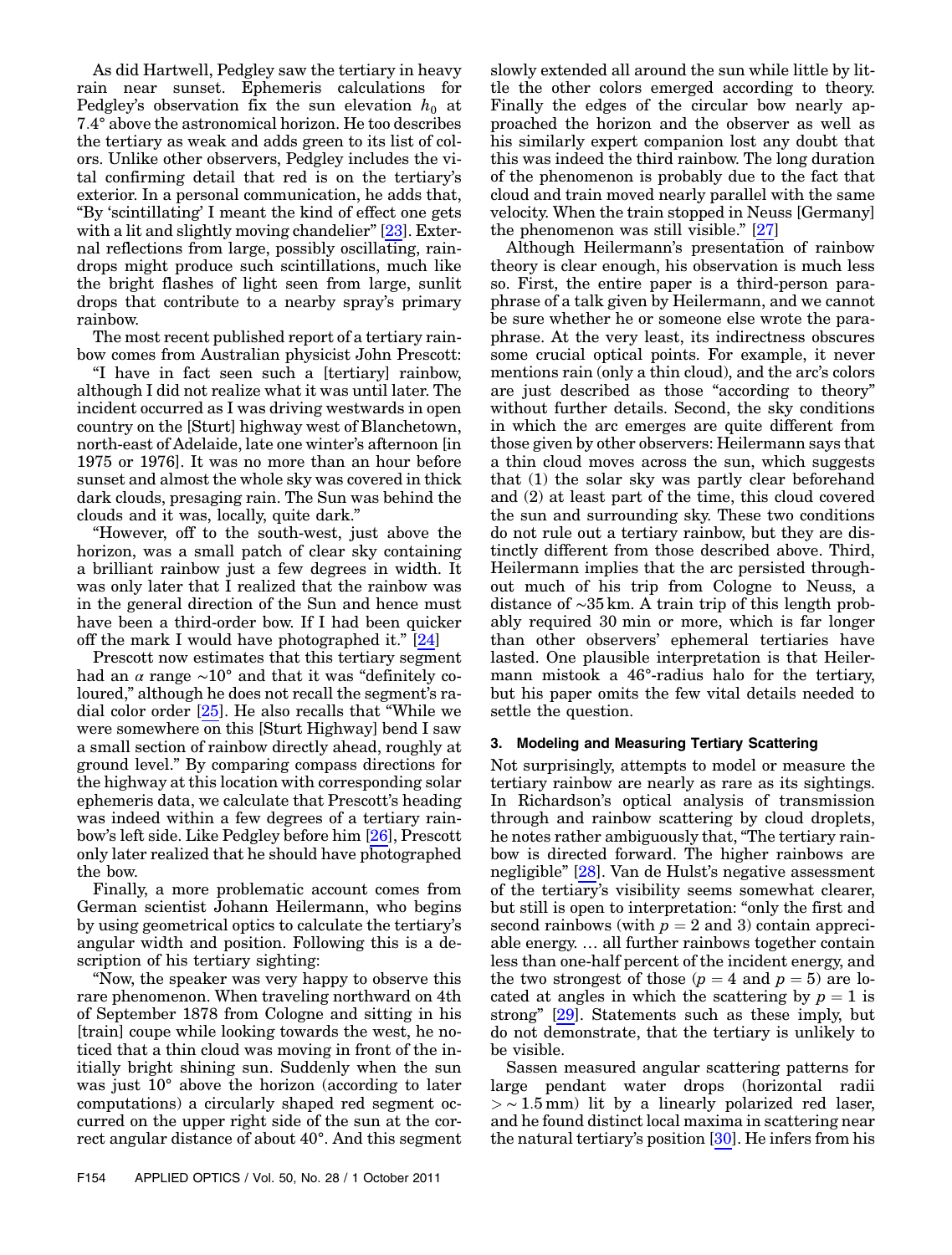As did Hartwell, Pedgley saw the tertiary in heavy rain near sunset. Ephemeris calculations for Pedgley's observation fix the sun elevation $h_0$ at 7.4° above the astronomical horizon. He too describes the tertiary as weak and adds green to its list of colors. Unlike other observers, Pedgley includes the vital confirming detail that red is on the tertiary's exterior. In a personal communication, he adds that, "By 'scintillating' I meant the kind of effect one gets with a lit and slightly moving chandelier" [23]. External reflections from large, possibly oscillating, raindrops might produce such scintillations, much like the bright flashes of light seen from large, sunlit drops that contribute to a nearby spray's primary rainbow.

The most recent published report of a tertiary rainbow comes from Australian physicist John Prescott:

"I have in fact seen such a [tertiary] rainbow, although I did not realize what it was until later. The incident occurred as I was driving westwards in open country on the [Sturt] highway west of Blanchetown, north-east of Adelaide, late one winter's afternoon [in 1975 or 1976]. It was no more than an hour before sunset and almost the whole sky was covered in thick dark clouds, presaging rain. The Sun was behind the clouds and it was, locally, quite dark."

"However, off to the south-west, just above the horizon, was a small patch of clear sky containing a brilliant rainbow just a few degrees in width. It was only later that I realized that the rainbow was in the general direction of the Sun and hence must have been a third-order bow. If I had been quicker off the mark I would have photographed it." [24]

Prescott now estimates that this tertiary segment had an $\alpha$ range ~10° and that it was "definitely coloured," although he does not recall the segment's radial color order [25]. He also recalls that "While we were somewhere on this [Sturt Highway] bend I saw a small section of rainbow directly ahead, roughly at ground level." By comparing compass directions for the highway at this location with corresponding solar ephemeris data, we calculate that Prescott's heading was indeed within a few degrees of a tertiary rainbow's left side. Like Pedgley before him [26], Prescott only later realized that he should have photographed the bow.

Finally, a more problematic account comes from German scientist Johann Heilermann, who begins by using geometrical optics to calculate the tertiary's angular width and position. Following this is a description of his tertiary sighting:

"Now, the speaker was very happy to observe this rare phenomenon. When traveling northward on 4th of September 1878 from Cologne and sitting in his [train] coupe while looking towards the west, he noticed that a thin cloud was moving in front of the initially bright shining sun. Suddenly when the sun was just 10° above the horizon (according to later computations) a circularly shaped red segment occurred on the upper right side of the sun at the correct angular distance of about 40°. And this segment slowly extended all around the sun while little by little the other colors emerged according to theory. Finally the edges of the circular bow nearly approached the horizon and the observer as well as his similarly expert companion lost any doubt that this was indeed the third rainbow. The long duration of the phenomenon is probably due to the fact that cloud and train moved nearly parallel with the same velocity. When the train stopped in Neuss [Germany] the phenomenon was still visible." [27]

Although Heilermann's presentation of rainbow theory is clear enough, his observation is much less so. First, the entire paper is a third-person paraphrase of a talk given by Heilermann, and we cannot be sure whether he or someone else wrote the paraphrase. At the very least, its indirectness obscures some crucial optical points. For example, it never mentions rain (only a thin cloud), and the arc's colors are just described as those "according to theory" without further details. Second, the sky conditions in which the arc emerges are quite different from those given by other observers: Heilermann says that a thin cloud moves across the sun, which suggests that (1) the solar sky was partly clear beforehand and (2) at least part of the time, this cloud covered the sun and surrounding sky. These two conditions do not rule out a tertiary rainbow, but they are distinctly different from those described above. Third, Heilermann implies that the arc persisted throughout much of his trip from Cologne to Neuss, a distance of ~35 km. A train trip of this length probably required 30 min or more, which is far longer than other observers' ephemeral tertiaries have lasted. One plausible interpretation is that Heilermann mistook a 46°-radius halo for the tertiary, but his paper omits the few vital details needed to settle the question.

## 3. Modeling and Measuring Tertiary Scattering

Not surprisingly, attempts to model or measure the tertiary rainbow are nearly as rare as its sightings. In Richardson's optical analysis of transmission through and rainbow scattering by cloud droplets, he notes rather ambiguously that, "The tertiary rainbow is directed forward. The higher rainbows are negligible" [28]. Van de Hulst's negative assessment of the tertiary's visibility seems somewhat clearer, but still is open to interpretation: "only the first and second rainbows (with $p = 2$ and 3) contain appreciable energy. … all further rainbows together contain less than one-half percent of the incident energy, and the two strongest of those ($p = 4$ and $p = 5$) are located at angles in which the scattering by $p = 1$ is strong" [29]. Statements such as these imply, but do not demonstrate, that the tertiary is unlikely to be visible.

Sassen measured angular scattering patterns for large pendant water drops (horizontal radii $> \sim 1.5$ mm) lit by a linearly polarized red laser, and he found distinct local maxima in scattering near the natural tertiary's position [30]. He infers from his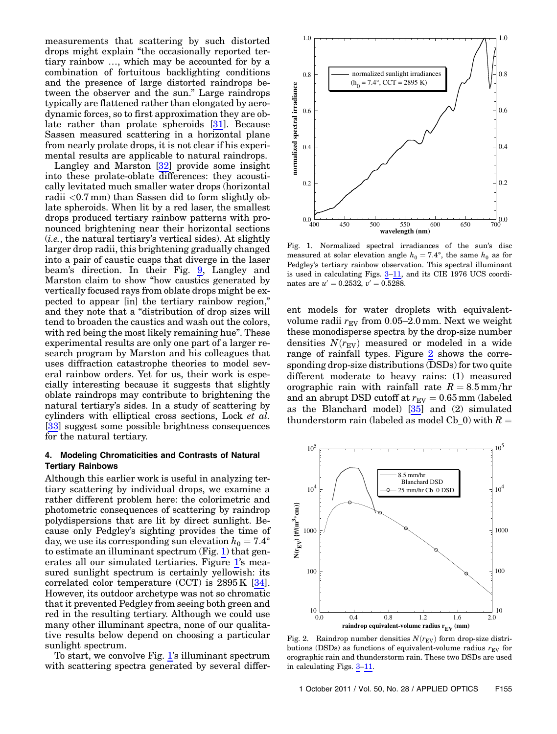measurements that scattering by such distorted drops might explain "the occasionally reported tertiary rainbow …, which may be accounted for by a combination of fortuitous backlighting conditions and the presence of large distorted raindrops between the observer and the sun." Large raindrops typically are flattened rather than elongated by aerodynamic forces, so to first approximation they are oblate rather than prolate spheroids [31]. Because Sassen measured scattering in a horizontal plane from nearly prolate drops, it is not clear if his experimental results are applicable to natural raindrops.

Langley and Marston [32] provide some insight into these prolate-oblate differences: they acoustically levitated much smaller water drops (horizontal radii <0.7 mm) than Sassen did to form slightly oblate spheroids. When lit by a red laser, the smallest drops produced tertiary rainbow patterns with pronounced brightening near their horizontal sections (*i.e.*, the natural tertiary's vertical sides). At slightly larger drop radii, this brightening gradually changed into a pair of caustic cusps that diverge in the laser beam's direction. In their Fig. 9, Langley and Marston claim to show "how caustics generated by vertically focused rays from oblate drops might be expected to appear [in] the tertiary rainbow region," and they note that a "distribution of drop sizes will tend to broaden the caustics and wash out the colors, with red being the most likely remaining hue". These experimental results are only one part of a larger research program by Marston and his colleagues that uses diffraction catastrophe theories to model several rainbow orders. Yet for us, their work is especially interesting because it suggests that slightly oblate raindrops may contribute to brightening the natural tertiary's sides. In a study of scattering by cylinders with elliptical cross sections, Lock *et al.* [33] suggest some possible brightness consequences for the natural tertiary.

### 4. Modeling Chromaticities and Contrasts of Natural Tertiary Rainbows

Although this earlier work is useful in analyzing tertiary scattering by individual drops, we examine a rather different problem here: the colorimetric and photometric consequences of scattering by raindrop polydispersions that are lit by direct sunlight. Because only Pedgley's sighting provides the time of day, we use its corresponding sun elevation $h_0 = 7.4°$ to estimate an illuminant spectrum (Fig. 1) that generates all our simulated tertiaries. Figure 1's measured sunlight spectrum is certainly yellowish: its correlated color temperature (CCT) is 2895 K [34]. However, its outdoor archetype was not so chromatic that it prevented Pedgley from seeing both green and red in the resulting tertiary. Although we could use many other illuminant spectra, none of our qualitative results below depend on choosing a particular sunlight spectrum.

To start, we convolve Fig. 1's illuminant spectrum with scattering spectra generated by several different models for water droplets with equivalent-volume radii $r_{EV}$ from 0.05–2.0 mm. Next we weight these monodisperse spectra by the drop-size number densities $N(r_{EV})$ measured or modeled in a wide range of rainfall types. Figure 2 shows the corresponding drop-size distributions (DSDs) for two quite different moderate to heavy rains: (1) measured orographic rain with rainfall rate $R = 8.5$ mm/hr and an abrupt DSD cutoff at $r_{EV} = 0.65$ mm (labeled as the Blanchard model) [35] and (2) simulated thunderstorm rain (labeled as model Cb_0) with $R =$

Fig. 1. Normalized spectral irradiances of the sun's disc measured at solar elevation angle $h_0 = 7.4°$, the same $h_0$ as for Pedgley's tertiary rainbow observation. This spectral illuminant is used in calculating Figs. 3–11, and its CIE 1976 UCS coordinates are $u' = 0.2532$, $v' = 0.5288$.

Fig. 2. Raindrop number densities $N(r_{EV})$ form drop-size distributions (DSDs) as functions of equivalent-volume radius $r_{EV}$ for orographic rain and thunderstorm rain. These two DSDs are used in calculating Figs. 3–11.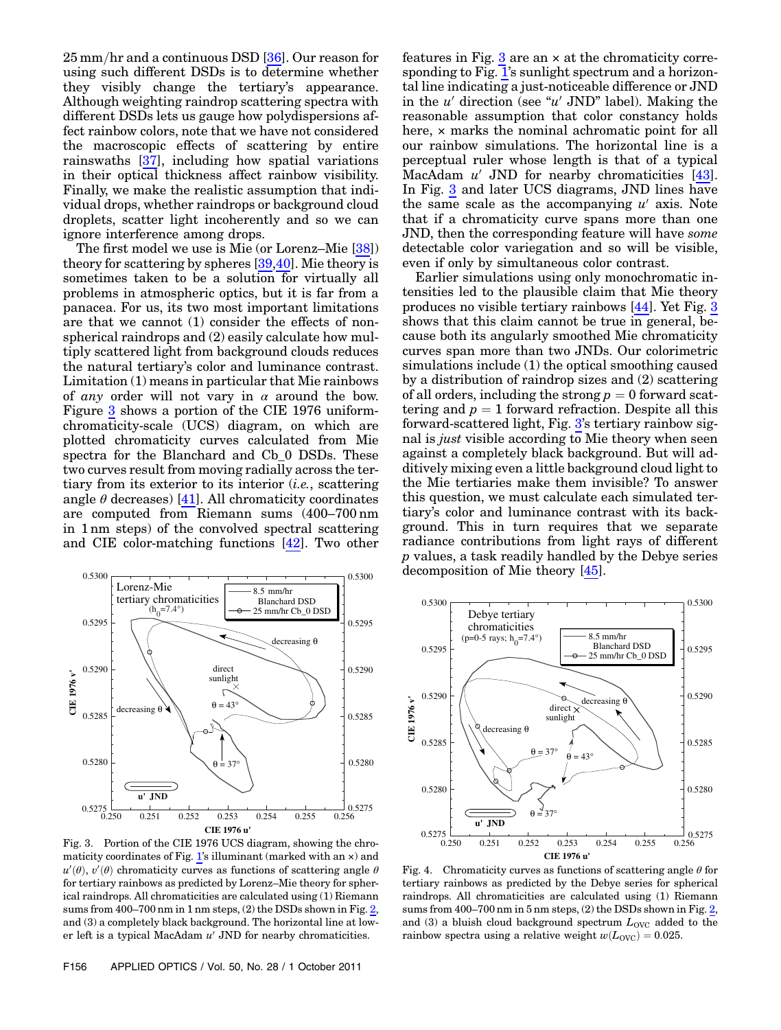25 mm/hr and a continuous DSD [36]. Our reason for using such different DSDs is to determine whether they visibly change the tertiary's appearance. Although weighting raindrop scattering spectra with different DSDs lets us gauge how polydispersions affect rainbow colors, note that we have not considered the macroscopic effects of scattering by entire rainswaths [37], including how spatial variations in their optical thickness affect rainbow visibility. Finally, we make the realistic assumption that individual drops, whether raindrops or background cloud droplets, scatter light incoherently and so we can ignore interference among drops.

The first model we use is Mie (or Lorenz–Mie [38]) theory for scattering by spheres [39,40]. Mie theory is sometimes taken to be a solution for virtually all problems in atmospheric optics, but it is far from a panacea. For us, its two most important limitations are that we cannot (1) consider the effects of nonspherical raindrops and (2) easily calculate how multiply scattered light from background clouds reduces the natural tertiary's color and luminance contrast. Limitation (1) means in particular that Mie rainbows of *any* order will not vary in $\alpha$ around the bow. Figure 3 shows a portion of the CIE 1976 uniform-chromaticity-scale (UCS) diagram, on which are plotted chromaticity curves calculated from Mie spectra for the Blanchard and Cb_0 DSDs. These two curves result from moving radially across the tertiary from its exterior to its interior (*i.e.*, scattering angle $\theta$ decreases) [41]. All chromaticity coordinates are computed from Riemann sums (400–700 nm in 1 nm steps) of the convolved spectral scattering and CIE color-matching functions [42]. Two other features in Fig. 3 are an × at the chromaticity corresponding to Fig. 1's sunlight spectrum and a horizontal line indicating a just-noticeable difference or JND in the $u'$ direction (see "$u'$ JND" label). Making the reasonable assumption that color constancy holds here, × marks the nominal achromatic point for all our rainbow simulations. The horizontal line is a perceptual ruler whose length is that of a typical MacAdam $u'$ JND for nearby chromaticities [43]. In Fig. 3 and later UCS diagrams, JND lines have the same scale as the accompanying $u'$ axis. Note that if a chromaticity curve spans more than one JND, then the corresponding feature will have *some* detectable color variegation and so will be visible, even if only by simultaneous color contrast.

Earlier simulations using only monochromatic intensities led to the plausible claim that Mie theory produces no visible tertiary rainbows [44]. Yet Fig. 3 shows that this claim cannot be true in general, because both its angularly smoothed Mie chromaticity curves span more than two JNDs. Our colorimetric simulations include (1) the optical smoothing caused by a distribution of raindrop sizes and (2) scattering of all orders, including the strong $p = 0$ forward scattering and $p = 1$ forward refraction. Despite all this forward-scattered light, Fig. 3's tertiary rainbow signal is *just* visible according to Mie theory when seen against a completely black background. But will additively mixing even a little background cloud light to the Mie tertiaries make them invisible? To answer this question, we must calculate each simulated tertiary's color and luminance contrast with its background. This in turn requires that we separate radiance contributions from light rays of different $p$ values, a task readily handled by the Debye series decomposition of Mie theory [45].

Fig. 3. Portion of the CIE 1976 UCS diagram, showing the chromaticity coordinates of Fig. 1's illuminant (marked with an ×) and $u'(\theta)$, $v'(\theta)$ chromaticity curves as functions of scattering angle $\theta$ for tertiary rainbows as predicted by Lorenz–Mie theory for spherical raindrops. All chromaticities are calculated using (1) Riemann sums from 400–700 nm in 1 nm steps, (2) the DSDs shown in Fig. 2, and (3) a completely black background. The horizontal line at lower left is a typical MacAdam $u'$ JND for nearby chromaticities.

Fig. 4. Chromaticity curves as functions of scattering angle $\theta$ for tertiary rainbows as predicted by the Debye series for spherical raindrops. All chromaticities are calculated using (1) Riemann sums from 400–700 nm in 5 nm steps, (2) the DSDs shown in Fig. 2, and (3) a bluish cloud background spectrum $L_{OVC}$ added to the rainbow spectra using a relative weight $w(L_{OVC}) = 0.025$.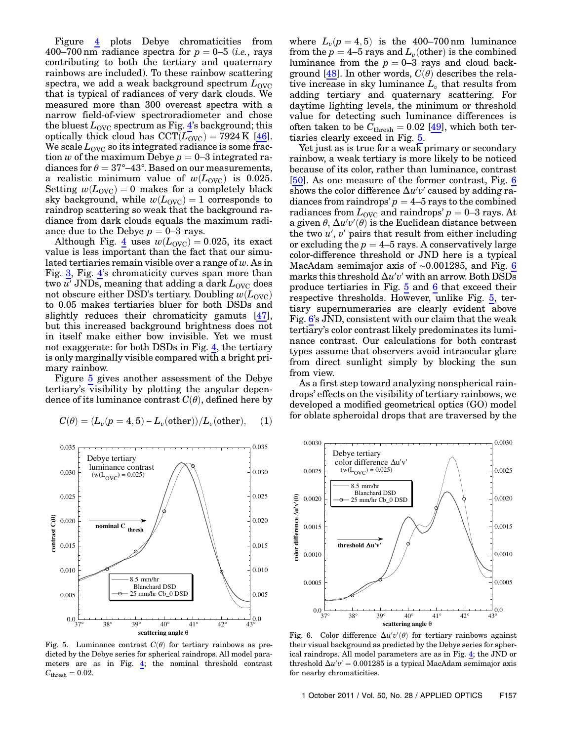Figure 4 plots Debye chromaticities from 400–700 nm radiance spectra for $p = 0$–5 (*i.e.*, rays contributing to both the tertiary and quaternary rainbows are included). To these rainbow scattering spectra, we add a weak background spectrum $L_{\mathrm{OVC}}$ that is typical of radiances of very dark clouds. We measured more than 300 overcast spectra with a narrow field-of-view spectroradiometer and chose the bluest $L_{\mathrm{OVC}}$ spectrum as Fig. 4's background; this optically thick cloud has $\mathrm{CCT}(L_{\mathrm{OVC}}) = 7924$ K [46]. We scale $L_{\mathrm{OVC}}$ so its integrated radiance is some fraction $w$ of the maximum Debye $p = 0$–3 integrated radiances for $\theta = 37°$–43°. Based on our measurements, a realistic minimum value of $w(L_{\mathrm{OVC}})$ is 0.025. Setting $w(L_{\mathrm{OVC}}) = 0$ makes for a completely black sky background, while $w(L_{\mathrm{OVC}}) = 1$ corresponds to raindrop scattering so weak that the background radiance from dark clouds equals the maximum radiance due to the Debye $p = 0$–3 rays.

Although Fig. 4 uses $w(L_{\mathrm{OVC}}) = 0.025$, its exact value is less important than the fact that our simulated tertiaries remain visible over a range of $w$. As in Fig. 3, Fig. 4's chromaticity curves span more than two $u'$ JNDs, meaning that adding a dark $L_{\mathrm{OVC}}$ does not obscure either DSD's tertiary. Doubling $w(L_{\mathrm{OVC}})$ to 0.05 makes tertiaries bluer for both DSDs and slightly reduces their chromaticity gamuts [47], but this increased background brightness does not in itself make either bow invisible. Yet we must not exaggerate: for both DSDs in Fig. 4, the tertiary is only marginally visible compared with a bright primary rainbow.

Figure 5 gives another assessment of the Debye tertiary's visibility by plotting the angular dependence of its luminance contrast $C(\theta)$, defined here by

$$C(\theta) = (L_v(p = 4, 5) - L_v(\text{other}))/L_v(\text{other}), \quad (1)$$

where $L_v(p = 4, 5)$ is the 400–700 nm luminance from the $p = 4$–5 rays and $L_v(\text{other})$ is the combined luminance from the $p = 0$–3 rays and cloud background [48]. In other words, $C(\theta)$ describes the relative increase in sky luminance $L_v$ that results from adding tertiary and quaternary scattering. For daytime lighting levels, the minimum or threshold value for detecting such luminance differences is often taken to be $C_{\mathrm{thresh}} = 0.02$ [49], which both tertiaries clearly exceed in Fig. 5.

Yet just as is true for a weak primary or secondary rainbow, a weak tertiary is more likely to be noticed because of its color, rather than luminance, contrast [50]. As one measure of the former contrast, Fig. 6 shows the color difference $\Delta u'v'$ caused by adding radiances from raindrops' $p = 4$–5 rays to the combined radiances from $L_{\mathrm{OVC}}$ and raindrops' $p = 0$–3 rays. At a given $\theta$, $\Delta u'v'(\theta)$ is the Euclidean distance between the two $u'$, $v'$ pairs that result from either including or excluding the $p = 4$–5 rays. A conservatively large color-difference threshold or JND here is a typical MacAdam semimajor axis of ~0.001285, and Fig. 6 marks this threshold $\Delta u'v'$ with an arrow. Both DSDs produce tertiaries in Fig. 5 and 6 that exceed their respective thresholds. However, unlike Fig. 5, tertiary supernumeraries are clearly evident above Fig. 6's JND, consistent with our claim that the weak tertiary's color contrast likely predominates its luminance contrast. Our calculations for both contrast types assume that observers avoid intraocular glare from direct sunlight simply by blocking the sun from view.

As a first step toward analyzing nonspherical raindrops' effects on the visibility of tertiary rainbows, we developed a modified geometrical optics (GO) model for oblate spheroidal drops that are traversed by the

Fig. 5. Luminance contrast $C(\theta)$ for tertiary rainbows as predicted by the Debye series for spherical raindrops. All model parameters are as in Fig. 4; the nominal threshold contrast $C_{\mathrm{thresh}} = 0.02$.

Fig. 6. Color difference $\Delta u'v'(\theta)$ for tertiary rainbows against their visual background as predicted by the Debye series for spherical raindrops. All model parameters are as in Fig. 4; the JND or threshold $\Delta u'v' = 0.001285$ is a typical MacAdam semimajor axis for nearby chromaticities.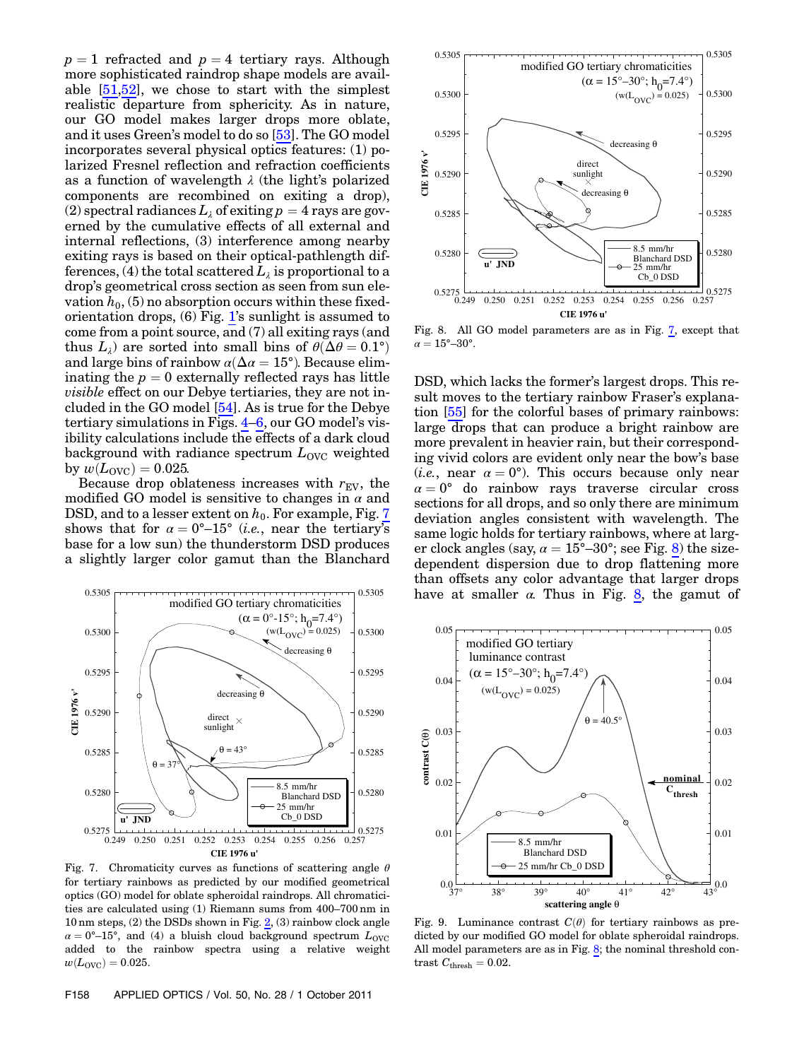$p = 1$ refracted and $p = 4$ tertiary rays. Although more sophisticated raindrop shape models are available [51,52], we chose to start with the simplest realistic departure from sphericity. As in nature, our GO model makes larger drops more oblate, and it uses Green's model to do so [53]. The GO model incorporates several physical optics features: (1) polarized Fresnel reflection and refraction coefficients as a function of wavelength $\lambda$ (the light's polarized components are recombined on exiting a drop), (2) spectral radiances $L_\lambda$ of exiting $p = 4$ rays are governed by the cumulative effects of all external and internal reflections, (3) interference among nearby exiting rays is based on their optical-pathlength differences, (4) the total scattered $L_\lambda$ is proportional to a drop's geometrical cross section as seen from sun elevation $h_0$, (5) no absorption occurs within these fixed-orientation drops, (6) Fig. 1's sunlight is assumed to come from a point source, and (7) all exiting rays (and thus $L_\lambda$) are sorted into small bins of $\theta(\Delta\theta = 0.1°)$ and large bins of rainbow $\alpha(\Delta\alpha = 15°)$. Because eliminating the $p = 0$ externally reflected rays has little *visible* effect on our Debye tertiaries, they are not included in the GO model [54]. As is true for the Debye tertiary simulations in Figs. 4–6, our GO model's visibility calculations include the effects of a dark cloud background with radiance spectrum $L_{\mathrm{OVC}}$ weighted by $w(L_{\mathrm{OVC}}) = 0.025$.

Because drop oblateness increases with $r_{\mathrm{EV}}$, the modified GO model is sensitive to changes in $\alpha$ and DSD, and to a lesser extent on $h_0$. For example, Fig. 7 shows that for $\alpha = 0°$–$15°$ (*i.e.*, near the tertiary's base for a low sun) the thunderstorm DSD produces a slightly larger color gamut than the Blanchard DSD, which lacks the former's largest drops. This result moves to the tertiary rainbow Fraser's explanation [55] for the colorful bases of primary rainbows: large drops that can produce a bright rainbow are more prevalent in heavier rain, but their corresponding vivid colors are evident only near the bow's base (*i.e.*, near $\alpha = 0°$). This occurs because only near $\alpha = 0°$ do rainbow rays traverse circular cross sections for all drops, and so only there are minimum deviation angles consistent with wavelength. The same logic holds for tertiary rainbows, where at larger clock angles (say, $\alpha = 15°$–$30°$; see Fig. 8) the size-dependent dispersion due to drop flattening more than offsets any color advantage that larger drops have at smaller $\alpha$. Thus in Fig. 8, the gamut of

Fig. 7. Chromaticity curves as functions of scattering angle $\theta$ for tertiary rainbows as predicted by our modified geometrical optics (GO) model for oblate spheroidal raindrops. All chromaticities are calculated using (1) Riemann sums from 400–700 nm in 10 nm steps, (2) the DSDs shown in Fig. 2, (3) rainbow clock angle $\alpha = 0°$–$15°$, and (4) a bluish cloud background spectrum $L_{\mathrm{OVC}}$ added to the rainbow spectra using a relative weight $w(L_{\mathrm{OVC}}) = 0.025$.

Fig. 8. All GO model parameters are as in Fig. 7, except that $\alpha = 15°$–$30°$.

Fig. 9. Luminance contrast $C(\theta)$ for tertiary rainbows as predicted by our modified GO model for oblate spheroidal raindrops. All model parameters are as in Fig. 8; the nominal threshold contrast $C_{\mathrm{thresh}} = 0.02$.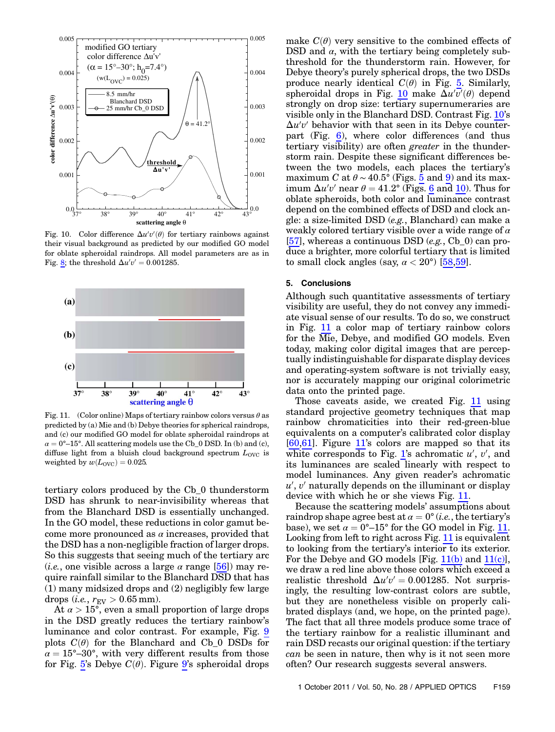Fig. 10. Color difference $\Delta u'v'(\theta)$ for tertiary rainbows against their visual background as predicted by our modified GO model for oblate spheroidal raindrops. All model parameters are as in Fig. 8; the threshold $\Delta u'v' = 0.001285$.

Fig. 11. (Color online) Maps of tertiary rainbow colors versus $\theta$ as predicted by (a) Mie and (b) Debye theories for spherical raindrops, and (c) our modified GO model for oblate spheroidal raindrops at $\alpha = 0°–15°$. All scattering models use the Cb_0 DSD. In (b) and (c), diffuse light from a bluish cloud background spectrum $L_{\mathrm{OVC}}$ is weighted by $w(L_{\mathrm{OVC}}) = 0.025$.

tertiary colors produced by the Cb_0 thunderstorm DSD has shrunk to near-invisibility whereas that from the Blanchard DSD is essentially unchanged. In the GO model, these reductions in color gamut become more pronounced as $\alpha$ increases, provided that the DSD has a non-negligible fraction of larger drops. So this suggests that seeing much of the tertiary arc (*i.e.*, one visible across a large $\alpha$ range [56]) may require rainfall similar to the Blanchard DSD that has (1) many midsized drops and (2) negligibly few large drops (*i.e.*, $r_{\mathrm{EV}} > 0.65$ mm).

At $\alpha > 15°$, even a small proportion of large drops in the DSD greatly reduces the tertiary rainbow's luminance and color contrast. For example, Fig. 9 plots $C(\theta)$ for the Blanchard and Cb_0 DSDs for $\alpha = 15°–30°$, with very different results from those for Fig. 5's Debye $C(\theta)$. Figure 9's spheroidal drops make $C(\theta)$ very sensitive to the combined effects of DSD and $\alpha$, with the tertiary being completely subthreshold for the thunderstorm rain. However, for Debye theory's purely spherical drops, the two DSDs produce nearly identical $C(\theta)$ in Fig. 5. Similarly, spheroidal drops in Fig. 10 make $\Delta u'v'(\theta)$ depend strongly on drop size: tertiary supernumeraries are visible only in the Blanchard DSD. Contrast Fig. 10's $\Delta u'v'$ behavior with that seen in its Debye counterpart (Fig. 6), where color differences (and thus tertiary visibility) are often *greater* in the thunderstorm rain. Despite these significant differences between the two models, each places the tertiary's maximum $C$ at $\theta \sim 40.5°$ (Figs. 5 and 9) and its maximum $\Delta u'v'$ near $\theta = 41.2°$ (Figs. 6 and 10). Thus for oblate spheroids, both color and luminance contrast depend on the combined effects of DSD and clock angle: a size-limited DSD (*e.g.*, Blanchard) can make a weakly colored tertiary visible over a wide range of $\alpha$ [57], whereas a continuous DSD (*e.g.*, Cb_0) can produce a brighter, more colorful tertiary that is limited to small clock angles (say, $\alpha < 20°$) [58,59].

## 5. Conclusions

Although such quantitative assessments of tertiary visibility are useful, they do not convey any immediate visual sense of our results. To do so, we construct in Fig. 11 a color map of tertiary rainbow colors for the Mie, Debye, and modified GO models. Even today, making color digital images that are perceptually indistinguishable for disparate display devices and operating-system software is not trivially easy, nor is accurately mapping our original colorimetric data onto the printed page.

Those caveats aside, we created Fig. 11 using standard projective geometry techniques that map rainbow chromaticities into their red-green-blue equivalents on a computer's calibrated color display [60,61]. Figure 11's colors are mapped so that its white corresponds to Fig. 1's achromatic $u'$, $v'$, and its luminances are scaled linearly with respect to model luminances. Any given reader's achromatic $u'$, $v'$ naturally depends on the illuminant or display device with which he or she views Fig. 11.

Because the scattering models' assumptions about raindrop shape agree best at $\alpha = 0°$ (*i.e.*, the tertiary's base), we set $\alpha = 0°–15°$ for the GO model in Fig. 11. Looking from left to right across Fig. 11 is equivalent to looking from the tertiary's interior to its exterior. For the Debye and GO models [Fig. 11(b) and 11(c)], we draw a red line above those colors which exceed a realistic threshold $\Delta u'v' = 0.001285$. Not surprisingly, the resulting low-contrast colors are subtle, but they are nonetheless visible on properly calibrated displays (and, we hope, on the printed page). The fact that all three models produce some trace of the tertiary rainbow for a realistic illuminant and rain DSD recasts our original question: if the tertiary *can* be seen in nature, then why is it not seen more often? Our research suggests several answers.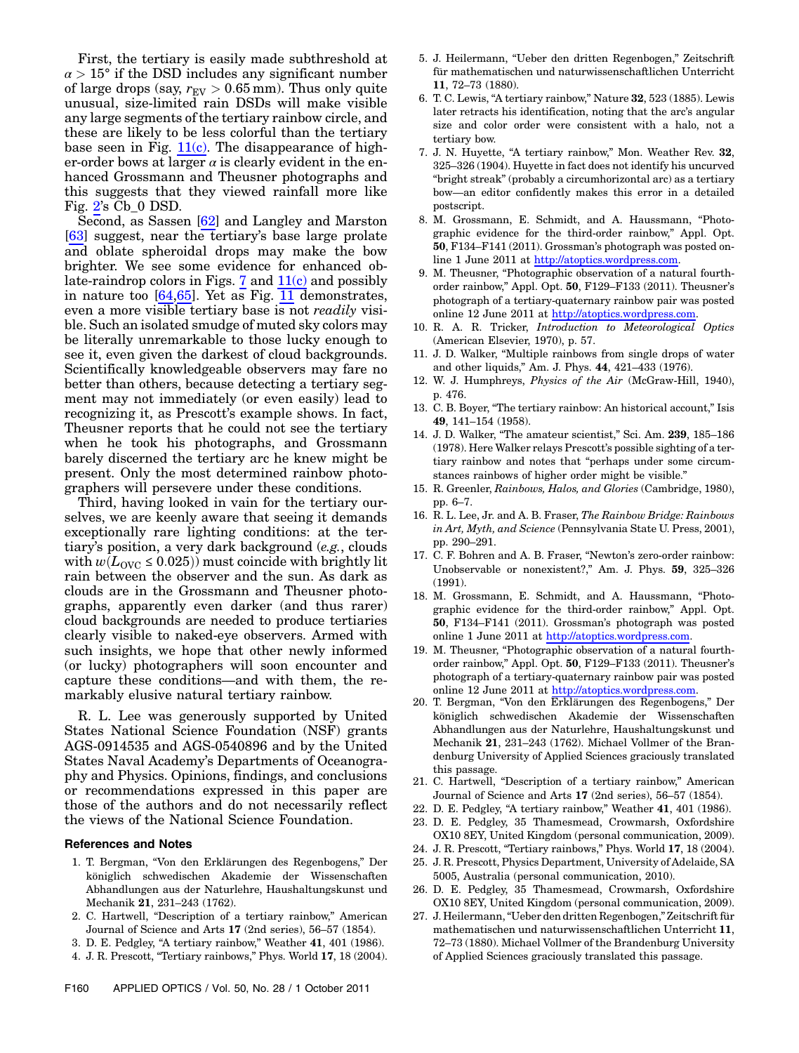First, the tertiary is easily made subthreshold at $\alpha > 15°$ if the DSD includes any significant number of large drops (say, $r_{EV} > 0.65$ mm). Thus only quite unusual, size-limited rain DSDs will make visible any large segments of the tertiary rainbow circle, and these are likely to be less colorful than the tertiary base seen in Fig. 11(c). The disappearance of higher-order bows at larger $\alpha$ is clearly evident in the enhanced Grossmann and Theusner photographs and this suggests that they viewed rainfall more like Fig. 2's Cb_0 DSD.

Second, as Sassen [62] and Langley and Marston [63] suggest, near the tertiary's base large prolate and oblate spheroidal drops may make the bow brighter. We see some evidence for enhanced oblate-raindrop colors in Figs. 7 and 11(c) and possibly in nature too [64,65]. Yet as Fig. 11 demonstrates, even a more visible tertiary base is not *readily* visible. Such an isolated smudge of muted sky colors may be literally unremarkable to those lucky enough to see it, even given the darkest of cloud backgrounds. Scientifically knowledgeable observers may fare no better than others, because detecting a tertiary segment may not immediately (or even easily) lead to recognizing it, as Prescott's example shows. In fact, Theusner reports that he could not see the tertiary when he took his photographs, and Grossmann barely discerned the tertiary arc he knew might be present. Only the most determined rainbow photographers will persevere under these conditions.

Third, having looked in vain for the tertiary ourselves, we are keenly aware that seeing it demands exceptionally rare lighting conditions: at the tertiary's position, a very dark background (*e.g.*, clouds with $w(L_{OVC} \leq 0.025)$) must coincide with brightly lit rain between the observer and the sun. As dark as clouds are in the Grossmann and Theusner photographs, apparently even darker (and thus rarer) cloud backgrounds are needed to produce tertiaries clearly visible to naked-eye observers. Armed with such insights, we hope that other newly informed (or lucky) photographers will soon encounter and capture these conditions—and with them, the remarkably elusive natural tertiary rainbow.

R. L. Lee was generously supported by United States National Science Foundation (NSF) grants AGS-0914535 and AGS-0540896 and by the United States Naval Academy's Departments of Oceanography and Physics. Opinions, findings, and conclusions or recommendations expressed in this paper are those of the authors and do not necessarily reflect the views of the National Science Foundation.

## References and Notes

1. T. Bergman, "Von den Erklärungen des Regenbogens," Der königlich schwedischen Akademie der Wissenschaften Abhandlungen aus der Naturlehre, Haushaltungskunst und Mechanik **21**, 231–243 (1762).
2. C. Hartwell, "Description of a tertiary rainbow," American Journal of Science and Arts **17** (2nd series), 56–57 (1854).
3. D. E. Pedgley, "A tertiary rainbow," Weather **41**, 401 (1986).
4. J. R. Prescott, "Tertiary rainbows," Phys. World **17**, 18 (2004).
5. J. Heilermann, "Ueber den dritten Regenbogen," Zeitschrift für mathematischen und naturwissenschaftlichen Unterricht **11**, 72–73 (1880).
6. T. C. Lewis, "A tertiary rainbow," Nature **32**, 523 (1885). Lewis later retracts his identification, noting that the arc's angular size and color order were consistent with a halo, not a tertiary bow.
7. J. N. Huyette, "A tertiary rainbow," Mon. Weather Rev. **32**, 325–326 (1904). Huyette in fact does not identify his uncurved "bright streak" (probably a circumhorizontal arc) as a tertiary bow—an editor confidently makes this error in a detailed postscript.
8. M. Grossmann, E. Schmidt, and A. Haussmann, "Photographic evidence for the third-order rainbow," Appl. Opt. **50**, F134–F141 (2011). Grossman's photograph was posted online 1 June 2011 at http://atoptics.wordpress.com.
9. M. Theusner, "Photographic observation of a natural fourth-order rainbow," Appl. Opt. **50**, F129–F133 (2011). Theusner's photograph of a tertiary-quaternary rainbow pair was posted online 12 June 2011 at http://atoptics.wordpress.com.
10. R. A. R. Tricker, *Introduction to Meteorological Optics* (American Elsevier, 1970), p. 57.
11. J. D. Walker, "Multiple rainbows from single drops of water and other liquids," Am. J. Phys. **44**, 421–433 (1976).
12. W. J. Humphreys, *Physics of the Air* (McGraw-Hill, 1940), p. 476.
13. C. B. Boyer, "The tertiary rainbow: An historical account," Isis **49**, 141–154 (1958).
14. J. D. Walker, "The amateur scientist," Sci. Am. **239**, 185–186 (1978). Here Walker relays Prescott's possible sighting of a tertiary rainbow and notes that "perhaps under some circumstances rainbows of higher order might be visible."
15. R. Greenler, *Rainbows, Halos, and Glories* (Cambridge, 1980), pp. 6–7.
16. R. L. Lee, Jr. and A. B. Fraser, *The Rainbow Bridge: Rainbows in Art, Myth, and Science* (Pennsylvania State U. Press, 2001), pp. 290–291.
17. C. F. Bohren and A. B. Fraser, "Newton's zero-order rainbow: Unobservable or nonexistent?," Am. J. Phys. **59**, 325–326 (1991).
18. M. Grossmann, E. Schmidt, and A. Haussmann, "Photographic evidence for the third-order rainbow," Appl. Opt. **50**, F134–F141 (2011). Grossman's photograph was posted online 1 June 2011 at http://atoptics.wordpress.com.
19. M. Theusner, "Photographic observation of a natural fourth-order rainbow," Appl. Opt. **50**, F129–F133 (2011). Theusner's photograph of a tertiary-quaternary rainbow pair was posted online 12 June 2011 at http://atoptics.wordpress.com.
20. T. Bergman, "Von den Erklärungen des Regenbogens," Der königlich schwedischen Akademie der Wissenschaften Abhandlungen aus der Naturlehre, Haushaltungskunst und Mechanik **21**, 231–243 (1762). Michael Vollmer of the Brandenburg University of Applied Sciences graciously translated this passage.
21. C. Hartwell, "Description of a tertiary rainbow," American Journal of Science and Arts **17** (2nd series), 56–57 (1854).
22. D. E. Pedgley, "A tertiary rainbow," Weather **41**, 401 (1986).
23. D. E. Pedgley, 35 Thamesmead, Crowmarsh, Oxfordshire OX10 8EY, United Kingdom (personal communication, 2009).
24. J. R. Prescott, "Tertiary rainbows," Phys. World **17**, 18 (2004).
25. J. R. Prescott, Physics Department, University of Adelaide, SA 5005, Australia (personal communication, 2010).
26. D. E. Pedgley, 35 Thamesmead, Crowmarsh, Oxfordshire OX10 8EY, United Kingdom (personal communication, 2009).
27. J. Heilermann, "Ueber den dritten Regenbogen," Zeitschrift für mathematischen und naturwissenschaftlichen Unterricht **11**, 72–73 (1880). Michael Vollmer of the Brandenburg University of Applied Sciences graciously translated this passage.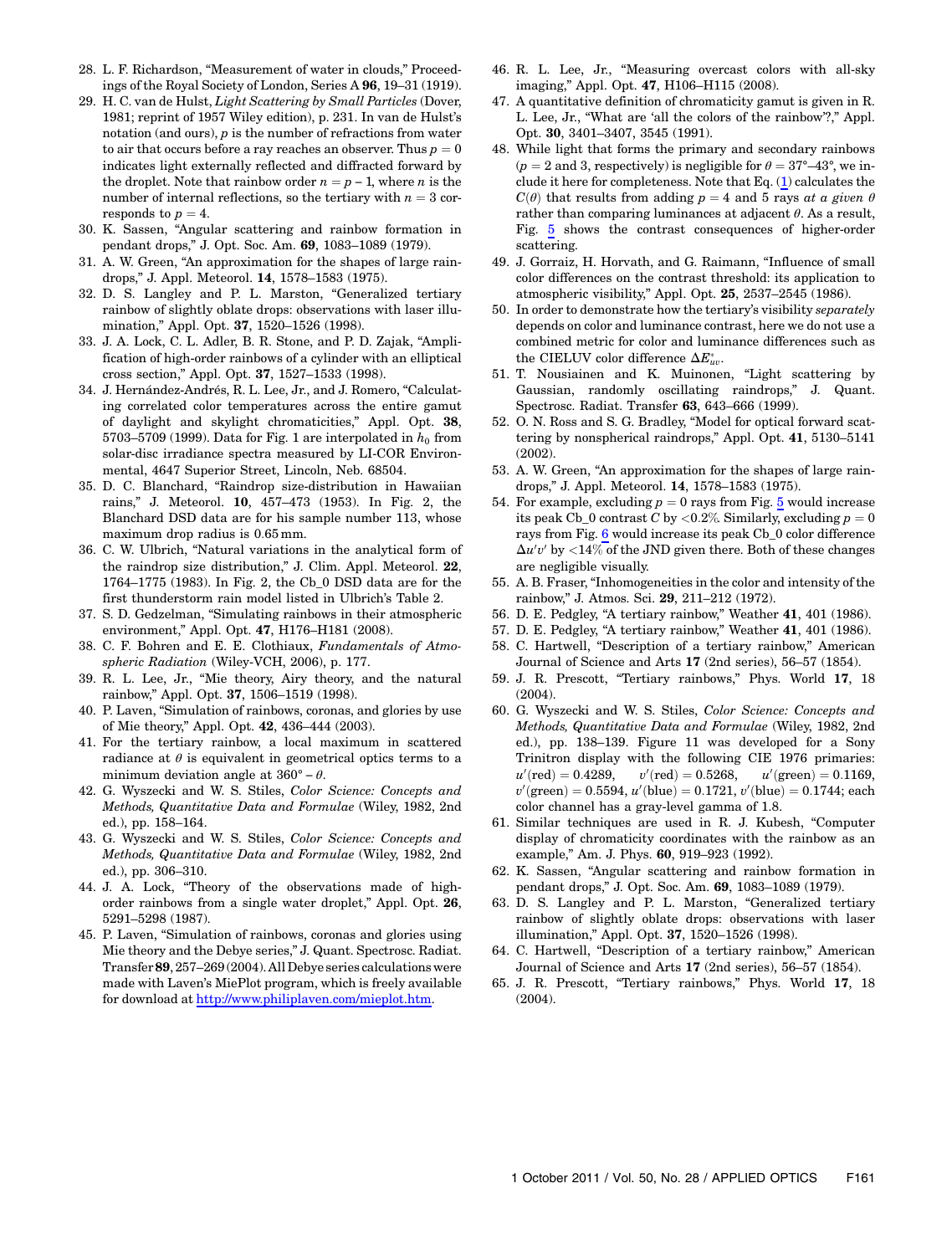28. L. F. Richardson, "Measurement of water in clouds," Proceedings of the Royal Society of London, Series A **96**, 19–31 (1919).
29. H. C. van de Hulst, *Light Scattering by Small Particles* (Dover, 1981; reprint of 1957 Wiley edition), p. 231. In van de Hulst's notation (and ours), $p$ is the number of refractions from water to air that occurs before a ray reaches an observer. Thus $p = 0$ indicates light externally reflected and diffracted forward by the droplet. Note that rainbow order $n = p - 1$, where $n$ is the number of internal reflections, so the tertiary with $n = 3$ corresponds to $p = 4$.
30. K. Sassen, "Angular scattering and rainbow formation in pendant drops," J. Opt. Soc. Am. **69**, 1083–1089 (1979).
31. A. W. Green, "An approximation for the shapes of large raindrops," J. Appl. Meteorol. **14**, 1578–1583 (1975).
32. D. S. Langley and P. L. Marston, "Generalized tertiary rainbow of slightly oblate drops: observations with laser illumination," Appl. Opt. **37**, 1520–1526 (1998).
33. J. A. Lock, C. L. Adler, B. R. Stone, and P. D. Zajak, "Amplification of high-order rainbows of a cylinder with an elliptical cross section," Appl. Opt. **37**, 1527–1533 (1998).
34. J. Hernández-Andrés, R. L. Lee, Jr., and J. Romero, "Calculating correlated color temperatures across the entire gamut of daylight and skylight chromaticities," Appl. Opt. **38**, 5703–5709 (1999). Data for Fig. 1 are interpolated in $h_0$ from solar-disc irradiance spectra measured by LI-COR Environmental, 4647 Superior Street, Lincoln, Neb. 68504.
35. D. C. Blanchard, "Raindrop size-distribution in Hawaiian rains," J. Meteorol. **10**, 457–473 (1953). In Fig. 2, the Blanchard DSD data are for his sample number 113, whose maximum drop radius is 0.65 mm.
36. C. W. Ulbrich, "Natural variations in the analytical form of the raindrop size distribution," J. Clim. Appl. Meteorol. **22**, 1764–1775 (1983). In Fig. 2, the Cb_0 DSD data are for the first thunderstorm rain model listed in Ulbrich's Table 2.
37. S. D. Gedzelman, "Simulating rainbows in their atmospheric environment," Appl. Opt. **47**, H176–H181 (2008).
38. C. F. Bohren and E. E. Clothiaux, *Fundamentals of Atmospheric Radiation* (Wiley-VCH, 2006), p. 177.
39. R. L. Lee, Jr., "Mie theory, Airy theory, and the natural rainbow," Appl. Opt. **37**, 1506–1519 (1998).
40. P. Laven, "Simulation of rainbows, coronas, and glories by use of Mie theory," Appl. Opt. **42**, 436–444 (2003).
41. For the tertiary rainbow, a local maximum in scattered radiance at $\theta$ is equivalent in geometrical optics terms to a minimum deviation angle at $360° - \theta$.
42. G. Wyszecki and W. S. Stiles, *Color Science: Concepts and Methods, Quantitative Data and Formulae* (Wiley, 1982, 2nd ed.), pp. 158–164.
43. G. Wyszecki and W. S. Stiles, *Color Science: Concepts and Methods, Quantitative Data and Formulae* (Wiley, 1982, 2nd ed.), pp. 306–310.
44. J. A. Lock, "Theory of the observations made of high-order rainbows from a single water droplet," Appl. Opt. **26**, 5291–5298 (1987).
45. P. Laven, "Simulation of rainbows, coronas and glories using Mie theory and the Debye series," J. Quant. Spectrosc. Radiat. Transfer **89**, 257–269 (2004). All Debye series calculations were made with Laven's MiePlot program, which is freely available for download at http://www.philiplaven.com/mieplot.htm.
46. R. L. Lee, Jr., "Measuring overcast colors with all-sky imaging," Appl. Opt. **47**, H106–H115 (2008).
47. A quantitative definition of chromaticity gamut is given in R. L. Lee, Jr., "What are 'all the colors of the rainbow'?," Appl. Opt. **30**, 3401–3407, 3545 (1991).
48. While light that forms the primary and secondary rainbows ($p = 2$ and 3, respectively) is negligible for $\theta = 37°$–$43°$, we include it here for completeness. Note that Eq. (1) calculates the $C(\theta)$ that results from adding $p = 4$ and 5 rays *at a given* $\theta$ rather than comparing luminances at adjacent $\theta$. As a result, Fig. 5 shows the contrast consequences of higher-order scattering.
49. J. Gorraiz, H. Horvath, and G. Raimann, "Influence of small color differences on the contrast threshold: its application to atmospheric visibility," Appl. Opt. **25**, 2537–2545 (1986).
50. In order to demonstrate how the tertiary's visibility *separately* depends on color and luminance contrast, here we do not use a combined metric for color and luminance differences such as the CIELUV color difference $\Delta E^*_{uv}$.
51. T. Nousiainen and K. Muinonen, "Light scattering by Gaussian, randomly oscillating raindrops," J. Quant. Spectrosc. Radiat. Transfer **63**, 643–666 (1999).
52. O. N. Ross and S. G. Bradley, "Model for optical forward scattering by nonspherical raindrops," Appl. Opt. **41**, 5130–5141 (2002).
53. A. W. Green, "An approximation for the shapes of large raindrops," J. Appl. Meteorol. **14**, 1578–1583 (1975).
54. For example, excluding $p = 0$ rays from Fig. 5 would increase its peak Cb_0 contrast $C$ by <0.2%. Similarly, excluding $p = 0$ rays from Fig. 6 would increase its peak Cb_0 color difference $\Delta u'v'$ by <14% of the JND given there. Both of these changes are negligible visually.
55. A. B. Fraser, "Inhomogeneities in the color and intensity of the rainbow," J. Atmos. Sci. **29**, 211–212 (1972).
56. D. E. Pedgley, "A tertiary rainbow," Weather **41**, 401 (1986).
57. D. E. Pedgley, "A tertiary rainbow," Weather **41**, 401 (1986).
58. C. Hartwell, "Description of a tertiary rainbow," American Journal of Science and Arts **17** (2nd series), 56–57 (1854).
59. J. R. Prescott, "Tertiary rainbows," Phys. World **17**, 18 (2004).
60. G. Wyszecki and W. S. Stiles, *Color Science: Concepts and Methods, Quantitative Data and Formulae* (Wiley, 1982, 2nd ed.), pp. 138–139. Figure 11 was developed for a Sony Trinitron display with the following CIE 1976 primaries: $u'(\text{red}) = 0.4289$, $v'(\text{red}) = 0.5268$, $u'(\text{green}) = 0.1169$, $v'(\text{green}) = 0.5594$, $u'(\text{blue}) = 0.1721$, $v'(\text{blue}) = 0.1744$; each color channel has a gray-level gamma of 1.8.
61. Similar techniques are used in R. J. Kubesh, "Computer display of chromaticity coordinates with the rainbow as an example," Am. J. Phys. **60**, 919–923 (1992).
62. K. Sassen, "Angular scattering and rainbow formation in pendant drops," J. Opt. Soc. Am. **69**, 1083–1089 (1979).
63. D. S. Langley and P. L. Marston, "Generalized tertiary rainbow of slightly oblate drops: observations with laser illumination," Appl. Opt. **37**, 1520–1526 (1998).
64. C. Hartwell, "Description of a tertiary rainbow," American Journal of Science and Arts **17** (2nd series), 56–57 (1854).
65. J. R. Prescott, "Tertiary rainbows," Phys. World **17**, 18 (2004).